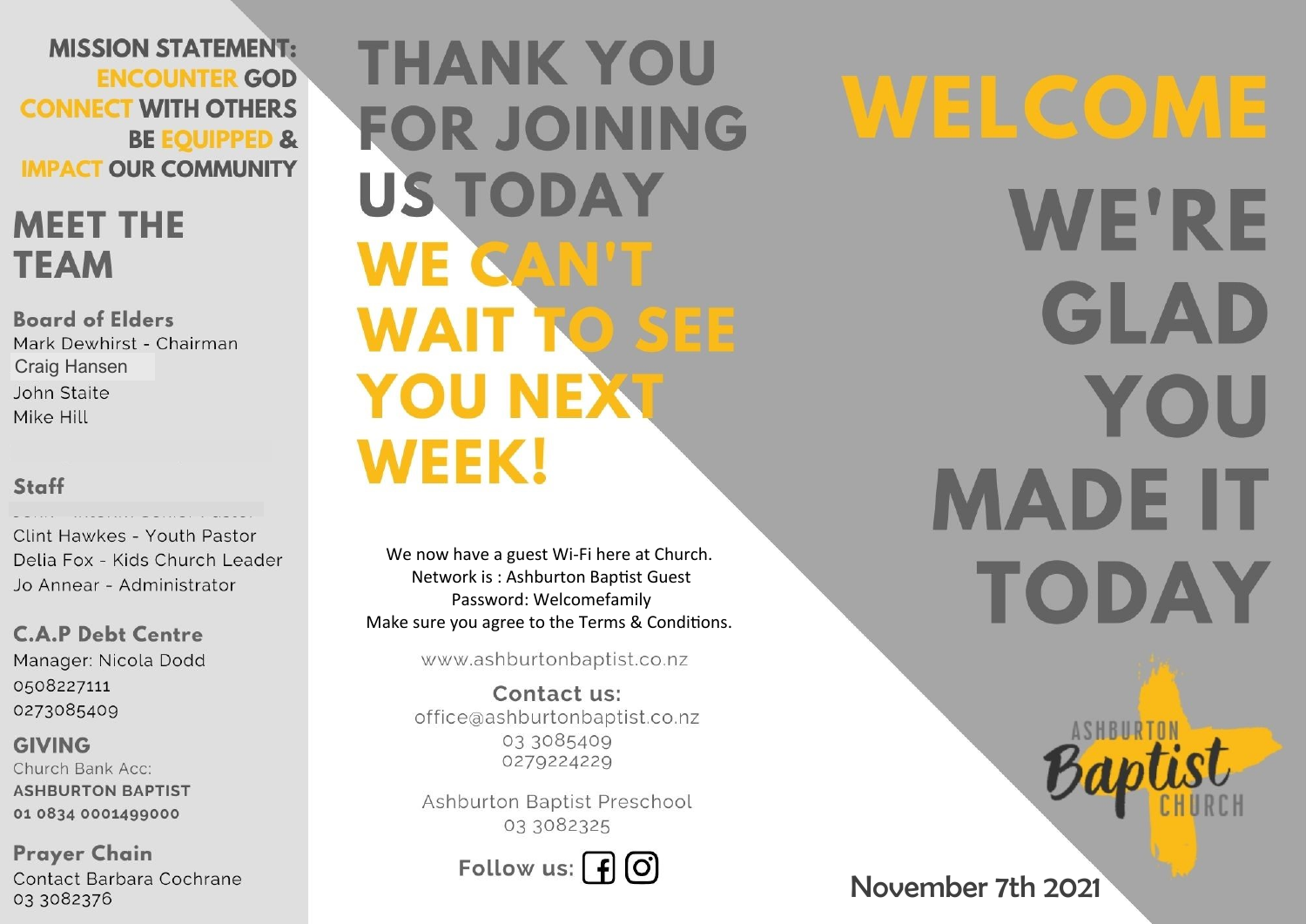**MISSION STATEMENT:**
**ENCOUNTER GOD**
**CONNECT WITH OTHERS**
**BE EQUIPPED &**
**IMPACT OUR COMMUNITY**

## MEET THE TEAM

### Board of Elders

Mark Dewhirst - Chairman
Craig Hansen
John Staite
Mike Hill

### Staff

Clint Hawkes - Youth Pastor
Delia Fox - Kids Church Leader
Jo Annear - Administrator

### C.A.P Debt Centre

Manager: Nicola Dodd
0508227111
0273085409

### GIVING

Church Bank Acc:
**ASHBURTON BAPTIST**
**01 0834 0001499000**

### Prayer Chain

Contact Barbara Cochrane
03 3082376

# THANK YOU FOR JOINING US TODAY

# WE CAN'T WAIT TO SEE YOU NEXT WEEK!

We now have a guest Wi-Fi here at Church.
Network is : Ashburton Baptist Guest
Password: Welcomefamily
Make sure you agree to the Terms & Conditions.

www.ashburtonbaptist.co.nz

**Contact us:**
office@ashburtonbaptist.co.nz
03 3085409
0279224229

Ashburton Baptist Preschool
03 3082325

Follow us:

# WELCOME

# WE'RE GLAD YOU MADE IT TODAY

ASHBURTON Baptist CHURCH

November 7th 2021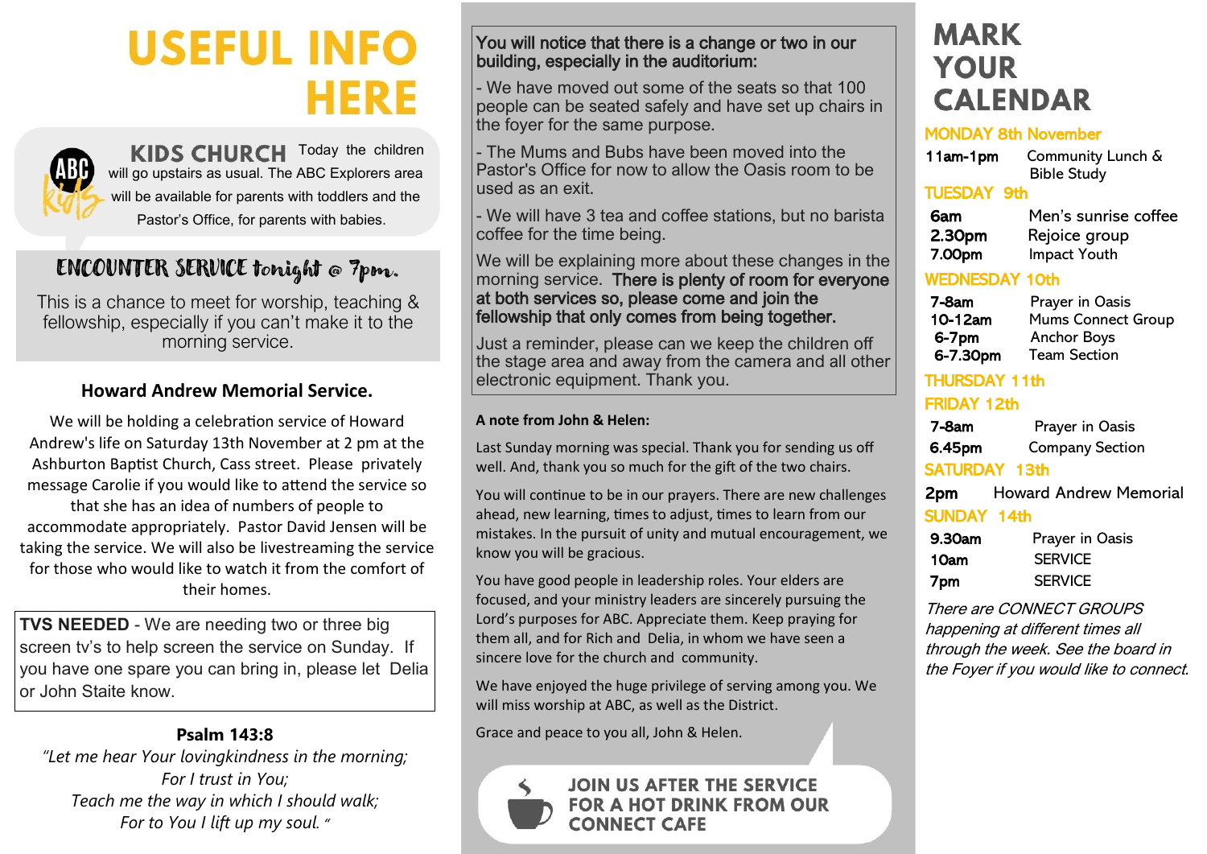# USEFUL INFO HERE

## KIDS CHURCH

Today the children will go upstairs as usual. The ABC Explorers area will be available for parents with toddlers and the Pastor's Office, for parents with babies.

## ENCOUNTER SERVICE tonight @ 7pm.

This is a chance to meet for worship, teaching & fellowship, especially if you can't make it to the morning service.

### Howard Andrew Memorial Service.

We will be holding a celebration service of Howard Andrew's life on Saturday 13th November at 2 pm at the Ashburton Baptist Church, Cass street. Please privately message Carolie if you would like to attend the service so that she has an idea of numbers of people to accommodate appropriately. Pastor David Jensen will be taking the service. We will also be livestreaming the service for those who would like to watch it from the comfort of their homes.

**TVS NEEDED** - We are needing two or three big screen tv's to help screen the service on Sunday. If you have one spare you can bring in, please let Delia or John Staite know.

### Psalm 143:8

*"Let me hear Your lovingkindness in the morning;*
*For I trust in You;*
*Teach me the way in which I should walk;*
*For to You I lift up my soul."*

---

You will notice that there is a change or two in our building, especially in the auditorium:

- We have moved out some of the seats so that 100 people can be seated safely and have set up chairs in the foyer for the same purpose.
- The Mums and Bubs have been moved into the Pastor's Office for now to allow the Oasis room to be used as an exit.
- We will have 3 tea and coffee stations, but no barista coffee for the time being.

We will be explaining more about these changes in the morning service. **There is plenty of room for everyone at both services so, please come and join the fellowship that only comes from being together.**

Just a reminder, please can we keep the children off the stage area and away from the camera and all other electronic equipment. Thank you.

**A note from John & Helen:**

Last Sunday morning was special. Thank you for sending us off well. And, thank you so much for the gift of the two chairs.

You will continue to be in our prayers. There are new challenges ahead, new learning, times to adjust, times to learn from our mistakes. In the pursuit of unity and mutual encouragement, we know you will be gracious.

You have good people in leadership roles. Your elders are focused, and your ministry leaders are sincerely pursuing the Lord's purposes for ABC. Appreciate them. Keep praying for them all, and for Rich and Delia, in whom we have seen a sincere love for the church and community.

We have enjoyed the huge privilege of serving among you. We will miss worship at ABC, as well as the District.

Grace and peace to you all, John & Helen.

**JOIN US AFTER THE SERVICE FOR A HOT DRINK FROM OUR CONNECT CAFE**

---

# MARK YOUR CALENDAR

### MONDAY 8th November

11am-1pm Community Lunch & Bible Study

### TUESDAY 9th

- 6am Men's sunrise coffee
- 2.30pm Rejoice group
- 7.00pm Impact Youth

### WEDNESDAY 10th

- 7-8am Prayer in Oasis
- 10-12am Mums Connect Group
- 6-7pm Anchor Boys
- 6-7.30pm Team Section

### THURSDAY 11th

### FRIDAY 12th

- 7-8am Prayer in Oasis
- 6.45pm Company Section

### SATURDAY 13th

2pm Howard Andrew Memorial

### SUNDAY 14th

- 9.30am Prayer in Oasis
- 10am SERVICE
- 7pm SERVICE

*There are CONNECT GROUPS happening at different times all through the week. See the board in the Foyer if you would like to connect.*